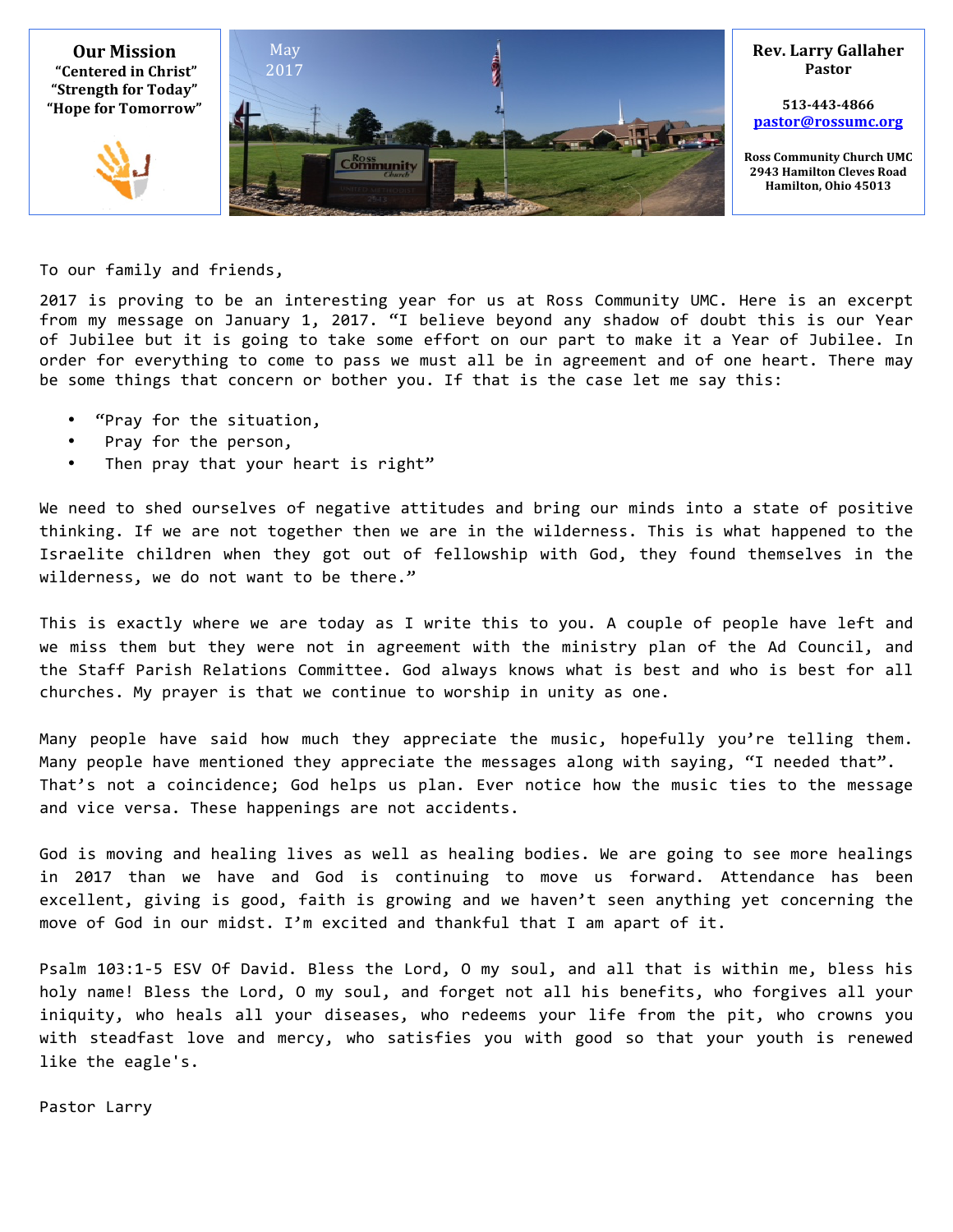**Our Mission**
**“Centered in Christ”**
**“Strength for Today”**
**“Hope for Tomorrow”**

May
2017

**Rev. Larry Gallaher**
**Pastor**

**513-443-4866**
**pastor@rossumc.org**

**Ross Community Church UMC**
**2943 Hamilton Cleves Road**
**Hamilton, Ohio 45013**

To our family and friends,

2017 is proving to be an interesting year for us at Ross Community UMC. Here is an excerpt from my message on January 1, 2017. “I believe beyond any shadow of doubt this is our Year of Jubilee but it is going to take some effort on our part to make it a Year of Jubilee. In order for everything to come to pass we must all be in agreement and of one heart. There may be some things that concern or bother you. If that is the case let me say this:

- “Pray for the situation,
- Pray for the person,
- Then pray that your heart is right”

We need to shed ourselves of negative attitudes and bring our minds into a state of positive thinking. If we are not together then we are in the wilderness. This is what happened to the Israelite children when they got out of fellowship with God, they found themselves in the wilderness, we do not want to be there.”

This is exactly where we are today as I write this to you. A couple of people have left and we miss them but they were not in agreement with the ministry plan of the Ad Council, and the Staff Parish Relations Committee. God always knows what is best and who is best for all churches. My prayer is that we continue to worship in unity as one.

Many people have said how much they appreciate the music, hopefully you’re telling them. Many people have mentioned they appreciate the messages along with saying, “I needed that”. That’s not a coincidence; God helps us plan. Ever notice how the music ties to the message and vice versa. These happenings are not accidents.

God is moving and healing lives as well as healing bodies. We are going to see more healings in 2017 than we have and God is continuing to move us forward. Attendance has been excellent, giving is good, faith is growing and we haven’t seen anything yet concerning the move of God in our midst. I’m excited and thankful that I am apart of it.

Psalm 103:1-5 ESV Of David. Bless the Lord, O my soul, and all that is within me, bless his holy name! Bless the Lord, O my soul, and forget not all his benefits, who forgives all your iniquity, who heals all your diseases, who redeems your life from the pit, who crowns you with steadfast love and mercy, who satisfies you with good so that your youth is renewed like the eagle's.

Pastor Larry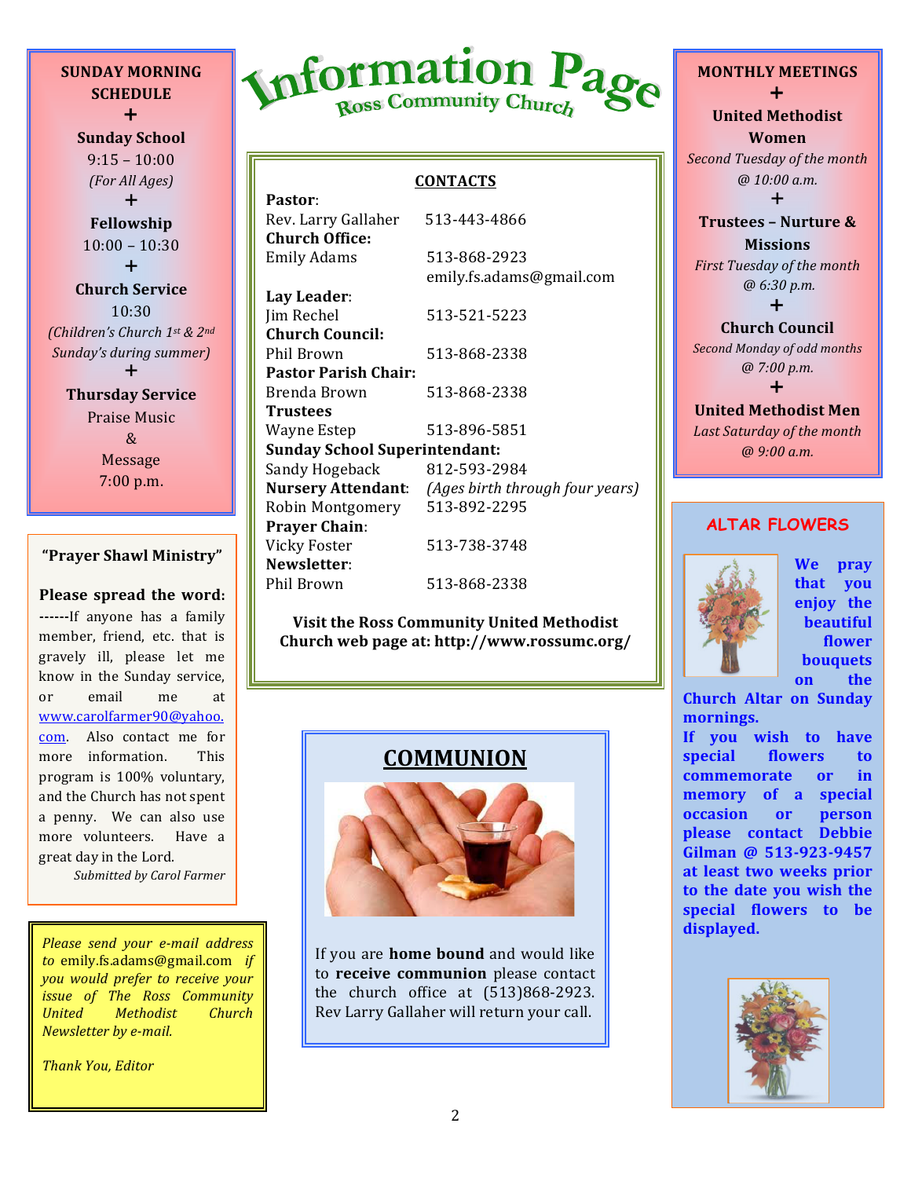# Information Page
## Ross Community Church

**SUNDAY MORNING SCHEDULE**

+

**Sunday School**
9:15 – 10:00
*(For All Ages)*

+

**Fellowship**
10:00 – 10:30

+

**Church Service**
10:30
*(Children's Church 1st & 2nd Sunday's during summer)*

+

**Thursday Service**
Praise Music
&
Message
7:00 p.m.

### "Prayer Shawl Ministry"

**Please spread the word:**
**------**If anyone has a family member, friend, etc. that is gravely ill, please let me know in the Sunday service, or email me at www.carolfarmer90@yahoo.com. Also contact me for more information. This program is 100% voluntary, and the Church has not spent a penny. We can also use more volunteers. Have a great day in the Lord.

*Submitted by Carol Farmer*

*Please send your e-mail address to* emily.fs.adams@gmail.com *if you would prefer to receive your issue of The Ross Community United Methodist Church Newsletter by e-mail.*

*Thank You, Editor*

### CONTACTS

**Pastor**:
Rev. Larry Gallaher 513-443-4866

**Church Office:**
Emily Adams 513-868-2923
emily.fs.adams@gmail.com

**Lay Leader**:
Jim Rechel 513-521-5223

**Church Council:**
Phil Brown 513-868-2338

**Pastor Parish Chair:**
Brenda Brown 513-868-2338

**Trustees**
Wayne Estep 513-896-5851

**Sunday School Superintendant:**
Sandy Hogeback 812-593-2984

**Nursery Attendant**: *(Ages birth through four years)*
Robin Montgomery 513-892-2295

**Prayer Chain**:
Vicky Foster 513-738-3748

**Newsletter**:
Phil Brown 513-868-2338

**Visit the Ross Community United Methodist Church web page at: http://www.rossumc.org/**

## COMMUNION

If you are **home bound** and would like to **receive communion** please contact the church office at (513)868-2923. Rev Larry Gallaher will return your call.

**MONTHLY MEETINGS**

+

**United Methodist Women**
*Second Tuesday of the month @ 10:00 a.m.*

+

**Trustees – Nurture & Missions**
*First Tuesday of the month @ 6:30 p.m.*

+

**Church Council**
*Second Monday of odd months @ 7:00 p.m.*

+

**United Methodist Men**
*Last Saturday of the month @ 9:00 a.m.*

### ALTAR FLOWERS

**We pray that you enjoy the beautiful flower bouquets on the Church Altar on Sunday mornings.**
**If you wish to have special flowers to commemorate or in memory of a special occasion or person please contact Debbie Gilman @ 513-923-9457 at least two weeks prior to the date you wish the special flowers to be displayed.**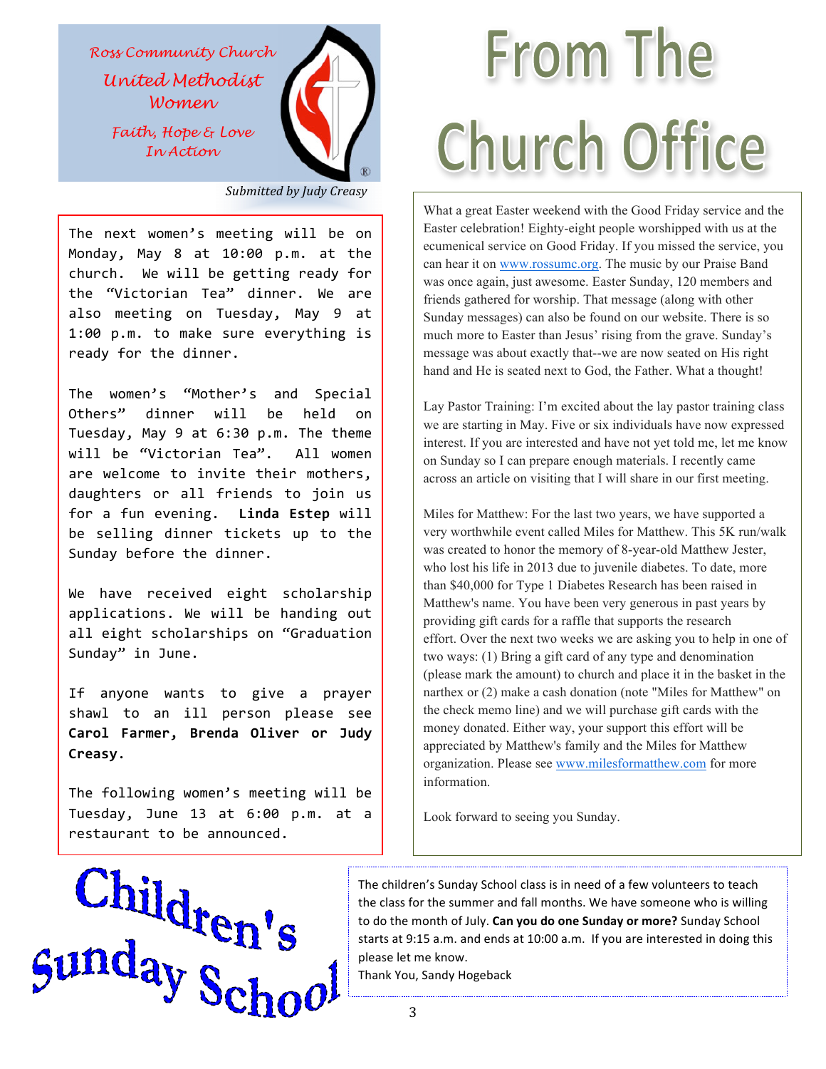## Ross Community Church United Methodist Women

*Faith, Hope & Love In Action*

*Submitted by Judy Creasy*

The next women's meeting will be on Monday, May 8 at 10:00 p.m. at the church. We will be getting ready for the "Victorian Tea" dinner. We are also meeting on Tuesday, May 9 at 1:00 p.m. to make sure everything is ready for the dinner.

The women's "Mother's and Special Others" dinner will be held on Tuesday, May 9 at 6:30 p.m. The theme will be "Victorian Tea". All women are welcome to invite their mothers, daughters or all friends to join us for a fun evening. **Linda Estep** will be selling dinner tickets up to the Sunday before the dinner.

We have received eight scholarship applications. We will be handing out all eight scholarships on "Graduation Sunday" in June.

If anyone wants to give a prayer shawl to an ill person please see **Carol Farmer, Brenda Oliver or Judy Creasy.**

The following women's meeting will be Tuesday, June 13 at 6:00 p.m. at a restaurant to be announced.

# From The Church Office

What a great Easter weekend with the Good Friday service and the Easter celebration! Eighty-eight people worshipped with us at the ecumenical service on Good Friday. If you missed the service, you can hear it on www.rossumc.org. The music by our Praise Band was once again, just awesome. Easter Sunday, 120 members and friends gathered for worship. That message (along with other Sunday messages) can also be found on our website. There is so much more to Easter than Jesus' rising from the grave. Sunday's message was about exactly that--we are now seated on His right hand and He is seated next to God, the Father. What a thought!

Lay Pastor Training: I'm excited about the lay pastor training class we are starting in May. Five or six individuals have now expressed interest. If you are interested and have not yet told me, let me know on Sunday so I can prepare enough materials. I recently came across an article on visiting that I will share in our first meeting.

Miles for Matthew: For the last two years, we have supported a very worthwhile event called Miles for Matthew. This 5K run/walk was created to honor the memory of 8-year-old Matthew Jester, who lost his life in 2013 due to juvenile diabetes. To date, more than $40,000 for Type 1 Diabetes Research has been raised in Matthew's name. You have been very generous in past years by providing gift cards for a raffle that supports the research effort. Over the next two weeks we are asking you to help in one of two ways: (1) Bring a gift card of any type and denomination (please mark the amount) to church and place it in the basket in the narthex or (2) make a cash donation (note "Miles for Matthew" on the check memo line) and we will purchase gift cards with the money donated. Either way, your support this effort will be appreciated by Matthew's family and the Miles for Matthew organization. Please see www.milesformatthew.com for more information.

Look forward to seeing you Sunday.

# Children's Sunday School

The children's Sunday School class is in need of a few volunteers to teach the class for the summer and fall months. We have someone who is willing to do the month of July. **Can you do one Sunday or more?** Sunday School starts at 9:15 a.m. and ends at 10:00 a.m. If you are interested in doing this please let me know.

Thank You, Sandy Hogeback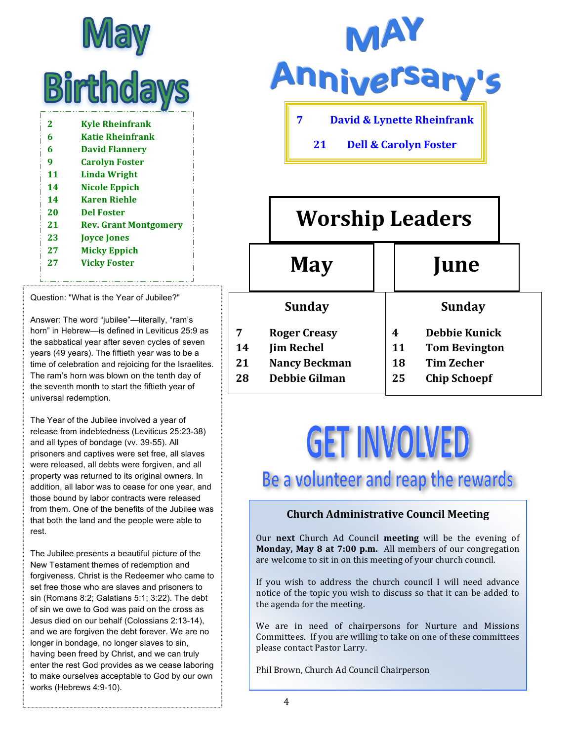# May Birthdays

| | |
|---|---|
| 2 | Kyle Rheinfrank |
| 6 | Katie Rheinfrank |
| 6 | David Flannery |
| 9 | Carolyn Foster |
| 11 | Linda Wright |
| 14 | Nicole Eppich |
| 14 | Karen Riehle |
| 20 | Del Foster |
| 21 | Rev. Grant Montgomery |
| 23 | Joyce Jones |
| 27 | Micky Eppich |
| 27 | Vicky Foster |

Question: "What is the Year of Jubilee?"

Answer: The word "jubilee"—literally, "ram's horn" in Hebrew—is defined in Leviticus 25:9 as the sabbatical year after seven cycles of seven years (49 years). The fiftieth year was to be a time of celebration and rejoicing for the Israelites. The ram's horn was blown on the tenth day of the seventh month to start the fiftieth year of universal redemption.

The Year of the Jubilee involved a year of release from indebtedness (Leviticus 25:23-38) and all types of bondage (vv. 39-55). All prisoners and captives were set free, all slaves were released, all debts were forgiven, and all property was returned to its original owners. In addition, all labor was to cease for one year, and those bound by labor contracts were released from them. One of the benefits of the Jubilee was that both the land and the people were able to rest.

The Jubilee presents a beautiful picture of the New Testament themes of redemption and forgiveness. Christ is the Redeemer who came to set free those who are slaves and prisoners to sin (Romans 8:2; Galatians 5:1; 3:22). The debt of sin we owe to God was paid on the cross as Jesus died on our behalf (Colossians 2:13-14), and we are forgiven the debt forever. We are no longer in bondage, no longer slaves to sin, having been freed by Christ, and we can truly enter the rest God provides as we cease laboring to make ourselves acceptable to God by our own works (Hebrews 4:9-10).

# MAY Anniversary's

| | |
|---|---|
| 7 | David & Lynette Rheinfrank |
| 21 | Dell & Carolyn Foster |

# Worship Leaders

| May | | June | |
|---|---|---|---|
| **Sunday** | | **Sunday** | |
| 7 | Roger Creasy | 4 | Debbie Kunick |
| 14 | Jim Rechel | 11 | Tom Bevington |
| 21 | Nancy Beckman | 18 | Tim Zecher |
| 28 | Debbie Gilman | 25 | Chip Schoepf |

# GET INVOLVED

## Be a volunteer and reap the rewards

### Church Administrative Council Meeting

Our **next** Church Ad Council **meeting** will be the evening of **Monday, May 8 at 7:00 p.m.** All members of our congregation are welcome to sit in on this meeting of your church council.

If you wish to address the church council I will need advance notice of the topic you wish to discuss so that it can be added to the agenda for the meeting.

We are in need of chairpersons for Nurture and Missions Committees. If you are willing to take on one of these committees please contact Pastor Larry.

Phil Brown, Church Ad Council Chairperson